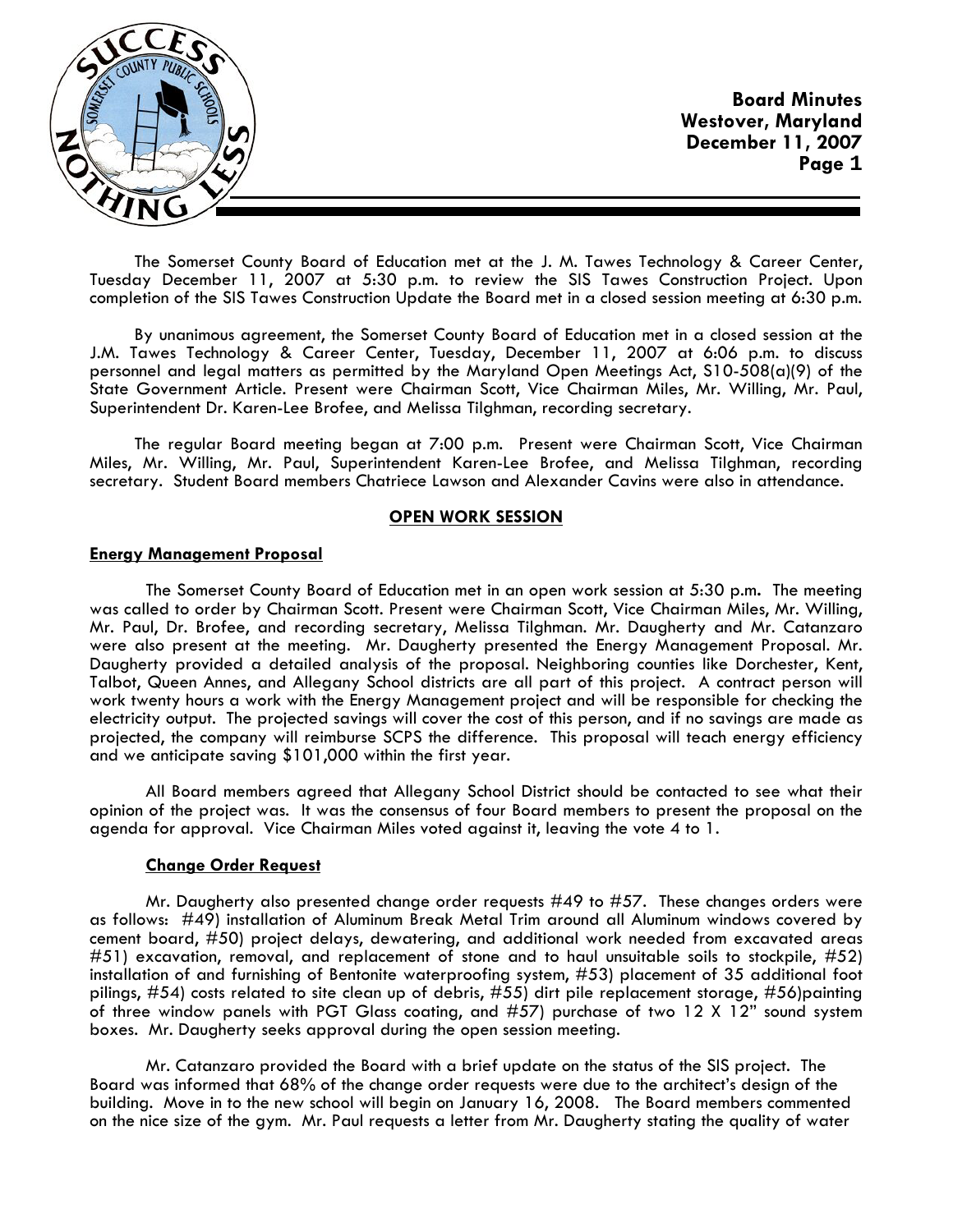**Board Minutes**
**Westover, Maryland**
**December 11, 2007**

The Somerset County Board of Education met at the J. M. Tawes Technology & Career Center, Tuesday December 11, 2007 at 5:30 p.m. to review the SIS Tawes Construction Project. Upon completion of the SIS Tawes Construction Update the Board met in a closed session meeting at 6:30 p.m.

By unanimous agreement, the Somerset County Board of Education met in a closed session at the J.M. Tawes Technology & Career Center, Tuesday, December 11, 2007 at 6:06 p.m. to discuss personnel and legal matters as permitted by the Maryland Open Meetings Act, S10-508(a)(9) of the State Government Article. Present were Chairman Scott, Vice Chairman Miles, Mr. Willing, Mr. Paul, Superintendent Dr. Karen-Lee Brofee, and Melissa Tilghman, recording secretary.

The regular Board meeting began at 7:00 p.m. Present were Chairman Scott, Vice Chairman Miles, Mr. Willing, Mr. Paul, Superintendent Karen-Lee Brofee, and Melissa Tilghman, recording secretary. Student Board members Chatriece Lawson and Alexander Cavins were also in attendance.

## OPEN WORK SESSION

### Energy Management Proposal

The Somerset County Board of Education met in an open work session at 5:30 p.m. The meeting was called to order by Chairman Scott. Present were Chairman Scott, Vice Chairman Miles, Mr. Willing, Mr. Paul, Dr. Brofee, and recording secretary, Melissa Tilghman. Mr. Daugherty and Mr. Catanzaro were also present at the meeting. Mr. Daugherty presented the Energy Management Proposal. Mr. Daugherty provided a detailed analysis of the proposal. Neighboring counties like Dorchester, Kent, Talbot, Queen Annes, and Allegany School districts are all part of this project. A contract person will work twenty hours a work with the Energy Management project and will be responsible for checking the electricity output. The projected savings will cover the cost of this person, and if no savings are made as projected, the company will reimburse SCPS the difference. This proposal will teach energy efficiency and we anticipate saving $101,000 within the first year.

All Board members agreed that Allegany School District should be contacted to see what their opinion of the project was. It was the consensus of four Board members to present the proposal on the agenda for approval. Vice Chairman Miles voted against it, leaving the vote 4 to 1.

### Change Order Request

Mr. Daugherty also presented change order requests #49 to #57. These changes orders were as follows: #49) installation of Aluminum Break Metal Trim around all Aluminum windows covered by cement board, #50) project delays, dewatering, and additional work needed from excavated areas #51) excavation, removal, and replacement of stone and to haul unsuitable soils to stockpile, #52) installation of and furnishing of Bentonite waterproofing system, #53) placement of 35 additional foot pilings, #54) costs related to site clean up of debris, #55) dirt pile replacement storage, #56)painting of three window panels with PGT Glass coating, and #57) purchase of two 12 X 12" sound system boxes. Mr. Daugherty seeks approval during the open session meeting.

Mr. Catanzaro provided the Board with a brief update on the status of the SIS project. The Board was informed that 68% of the change order requests were due to the architect's design of the building. Move in to the new school will begin on January 16, 2008. The Board members commented on the nice size of the gym. Mr. Paul requests a letter from Mr. Daugherty stating the quality of water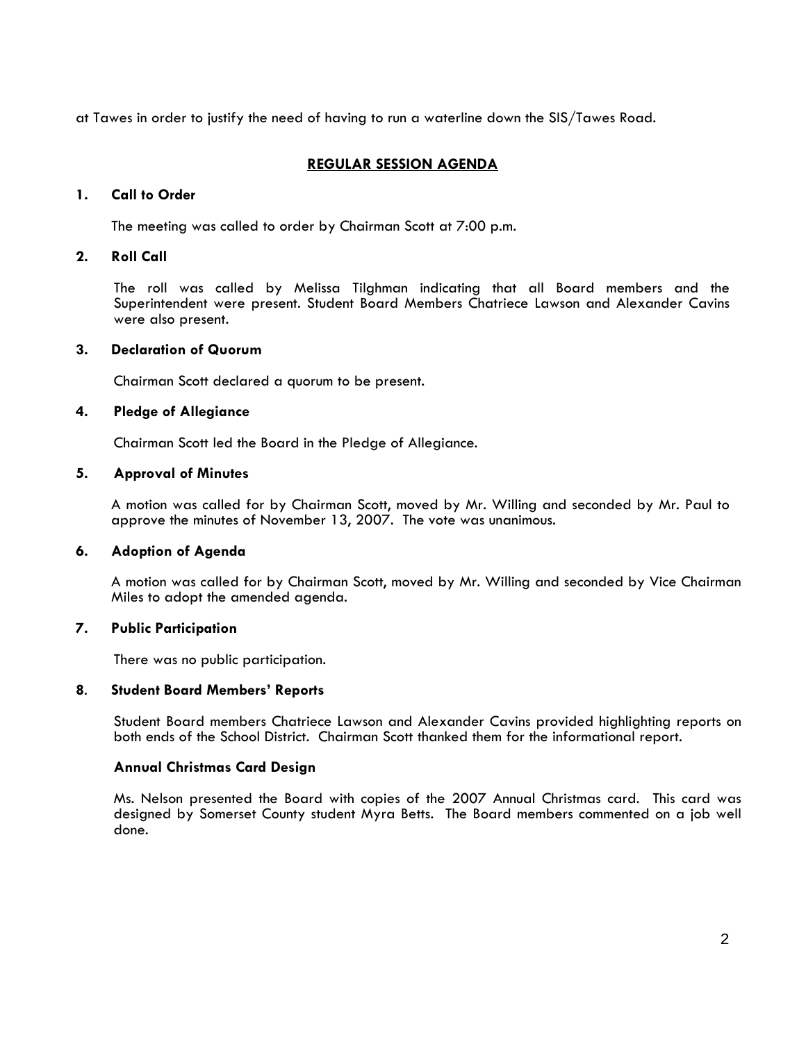at Tawes in order to justify the need of having to run a waterline down the SIS/Tawes Road.

## REGULAR SESSION AGENDA

### 1. Call to Order

The meeting was called to order by Chairman Scott at 7:00 p.m.

### 2. Roll Call

The roll was called by Melissa Tilghman indicating that all Board members and the Superintendent were present. Student Board Members Chatriece Lawson and Alexander Cavins were also present.

### 3. Declaration of Quorum

Chairman Scott declared a quorum to be present.

### 4. Pledge of Allegiance

Chairman Scott led the Board in the Pledge of Allegiance.

### 5. Approval of Minutes

A motion was called for by Chairman Scott, moved by Mr. Willing and seconded by Mr. Paul to approve the minutes of November 13, 2007. The vote was unanimous.

### 6. Adoption of Agenda

A motion was called for by Chairman Scott, moved by Mr. Willing and seconded by Vice Chairman Miles to adopt the amended agenda.

### 7. Public Participation

There was no public participation.

### 8. Student Board Members' Reports

Student Board members Chatriece Lawson and Alexander Cavins provided highlighting reports on both ends of the School District. Chairman Scott thanked them for the informational report.

**Annual Christmas Card Design**

Ms. Nelson presented the Board with copies of the 2007 Annual Christmas card. This card was designed by Somerset County student Myra Betts. The Board members commented on a job well done.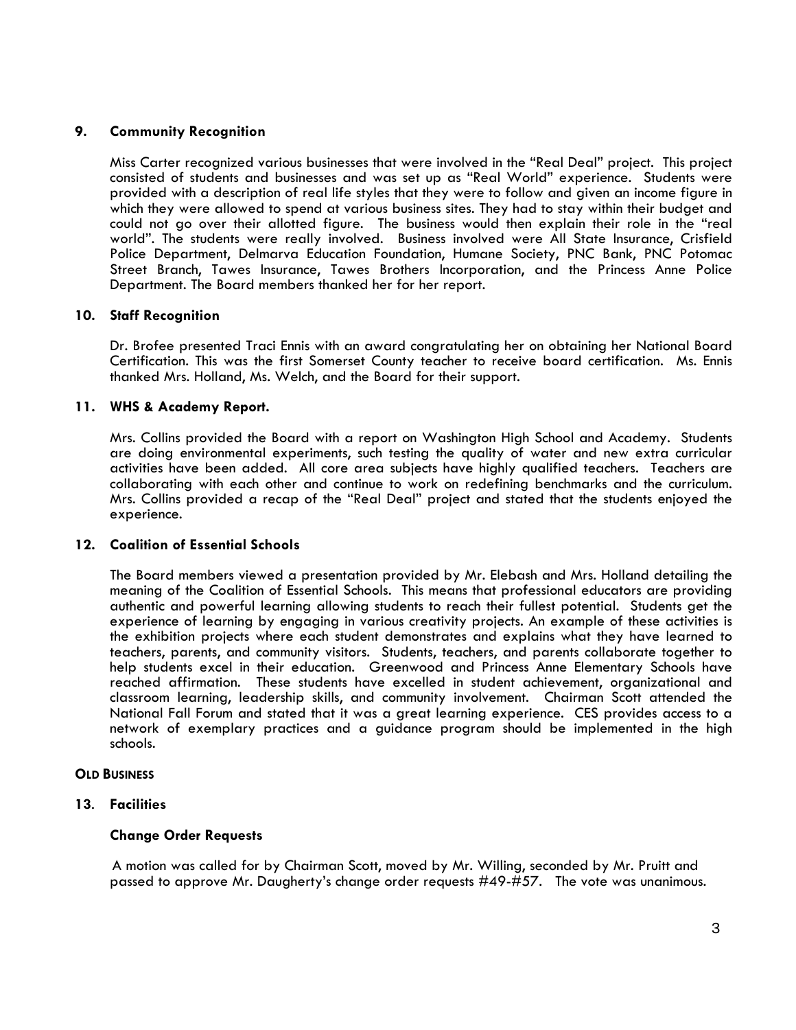## 9. Community Recognition

Miss Carter recognized various businesses that were involved in the "Real Deal" project. This project consisted of students and businesses and was set up as "Real World" experience. Students were provided with a description of real life styles that they were to follow and given an income figure in which they were allowed to spend at various business sites. They had to stay within their budget and could not go over their allotted figure. The business would then explain their role in the "real world". The students were really involved. Business involved were All State Insurance, Crisfield Police Department, Delmarva Education Foundation, Humane Society, PNC Bank, PNC Potomac Street Branch, Tawes Insurance, Tawes Brothers Incorporation, and the Princess Anne Police Department. The Board members thanked her for her report.

## 10. Staff Recognition

Dr. Brofee presented Traci Ennis with an award congratulating her on obtaining her National Board Certification. This was the first Somerset County teacher to receive board certification. Ms. Ennis thanked Mrs. Holland, Ms. Welch, and the Board for their support.

## 11. WHS & Academy Report.

Mrs. Collins provided the Board with a report on Washington High School and Academy. Students are doing environmental experiments, such testing the quality of water and new extra curricular activities have been added. All core area subjects have highly qualified teachers. Teachers are collaborating with each other and continue to work on redefining benchmarks and the curriculum. Mrs. Collins provided a recap of the "Real Deal" project and stated that the students enjoyed the experience.

## 12. Coalition of Essential Schools

The Board members viewed a presentation provided by Mr. Elebash and Mrs. Holland detailing the meaning of the Coalition of Essential Schools. This means that professional educators are providing authentic and powerful learning allowing students to reach their fullest potential. Students get the experience of learning by engaging in various creativity projects. An example of these activities is the exhibition projects where each student demonstrates and explains what they have learned to teachers, parents, and community visitors. Students, teachers, and parents collaborate together to help students excel in their education. Greenwood and Princess Anne Elementary Schools have reached affirmation. These students have excelled in student achievement, organizational and classroom learning, leadership skills, and community involvement. Chairman Scott attended the National Fall Forum and stated that it was a great learning experience. CES provides access to a network of exemplary practices and a guidance program should be implemented in the high schools.

**OLD BUSINESS**

## 13. Facilities

### Change Order Requests

A motion was called for by Chairman Scott, moved by Mr. Willing, seconded by Mr. Pruitt and passed to approve Mr. Daugherty's change order requests #49-#57. The vote was unanimous.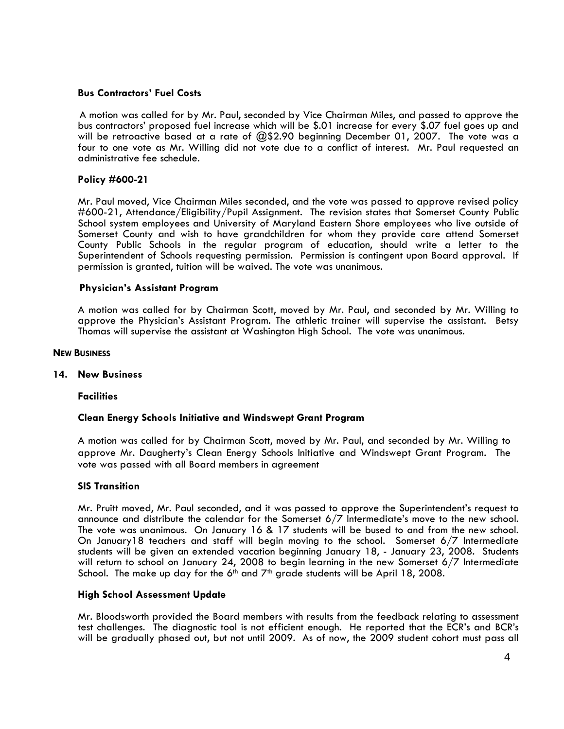**Bus Contractors' Fuel Costs**

A motion was called for by Mr. Paul, seconded by Vice Chairman Miles, and passed to approve the bus contractors' proposed fuel increase which will be $.01 increase for every $.07 fuel goes up and will be retroactive based at a rate of @$2.90 beginning December 01, 2007. The vote was a four to one vote as Mr. Willing did not vote due to a conflict of interest. Mr. Paul requested an administrative fee schedule.

**Policy #600-21**

Mr. Paul moved, Vice Chairman Miles seconded, and the vote was passed to approve revised policy #600-21, Attendance/Eligibility/Pupil Assignment. The revision states that Somerset County Public School system employees and University of Maryland Eastern Shore employees who live outside of Somerset County and wish to have grandchildren for whom they provide care attend Somerset County Public Schools in the regular program of education, should write a letter to the Superintendent of Schools requesting permission. Permission is contingent upon Board approval. If permission is granted, tuition will be waived. The vote was unanimous.

**Physician's Assistant Program**

A motion was called for by Chairman Scott, moved by Mr. Paul, and seconded by Mr. Willing to approve the Physician's Assistant Program. The athletic trainer will supervise the assistant. Betsy Thomas will supervise the assistant at Washington High School. The vote was unanimous.

**NEW BUSINESS**

**14. New Business**

**Facilities**

**Clean Energy Schools Initiative and Windswept Grant Program**

A motion was called for by Chairman Scott, moved by Mr. Paul, and seconded by Mr. Willing to approve Mr. Daugherty's Clean Energy Schools Initiative and Windswept Grant Program. The vote was passed with all Board members in agreement

**SIS Transition**

Mr. Pruitt moved, Mr. Paul seconded, and it was passed to approve the Superintendent's request to announce and distribute the calendar for the Somerset 6/7 Intermediate's move to the new school. The vote was unanimous. On January 16 & 17 students will be bused to and from the new school. On January18 teachers and staff will begin moving to the school. Somerset 6/7 Intermediate students will be given an extended vacation beginning January 18, - January 23, 2008. Students will return to school on January 24, 2008 to begin learning in the new Somerset 6/7 Intermediate School. The make up day for the 6th and 7th grade students will be April 18, 2008.

**High School Assessment Update**

Mr. Bloodsworth provided the Board members with results from the feedback relating to assessment test challenges. The diagnostic tool is not efficient enough. He reported that the ECR's and BCR's will be gradually phased out, but not until 2009. As of now, the 2009 student cohort must pass all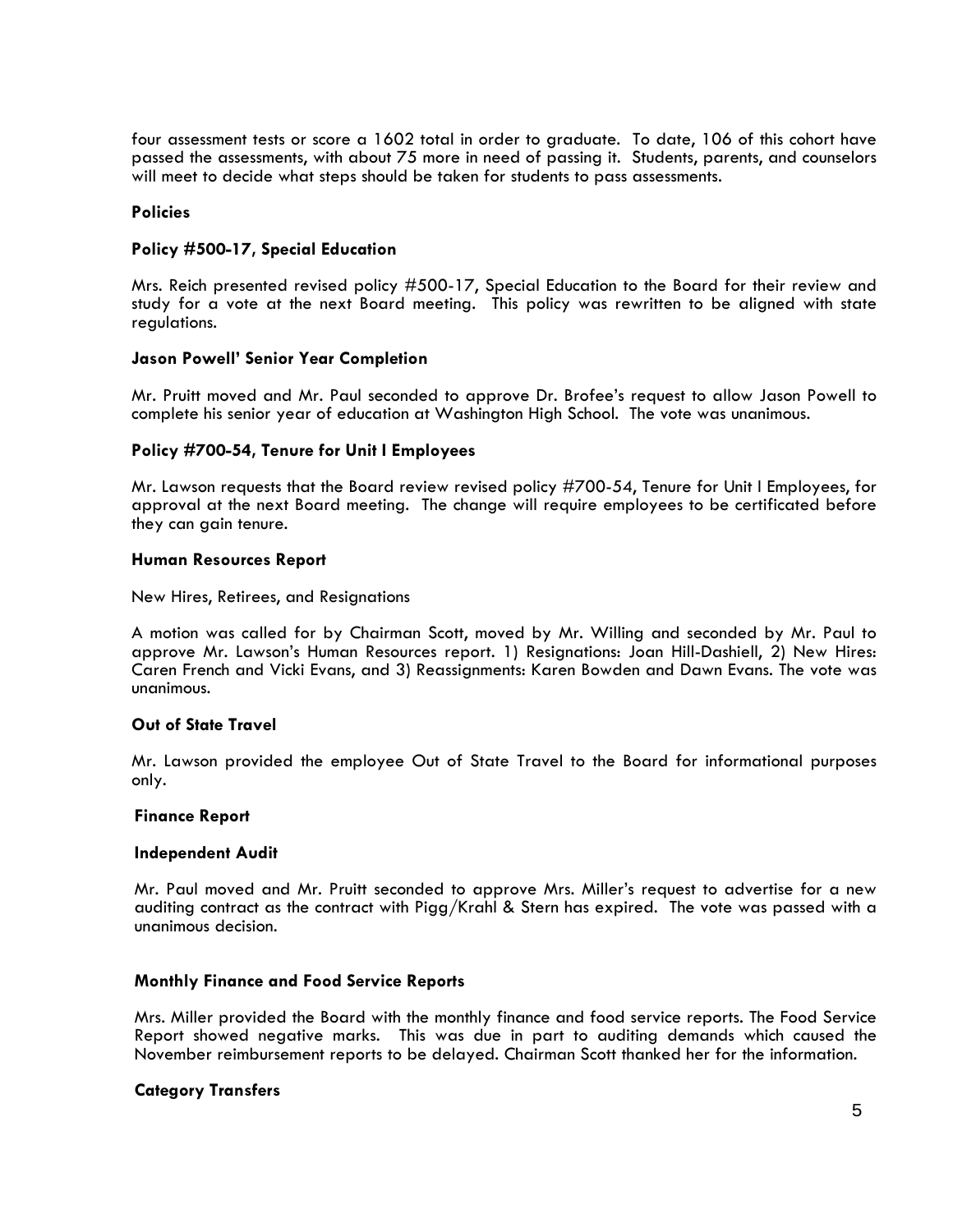four assessment tests or score a 1602 total in order to graduate. To date, 106 of this cohort have passed the assessments, with about 75 more in need of passing it. Students, parents, and counselors will meet to decide what steps should be taken for students to pass assessments.

**Policies**

**Policy #500-17, Special Education**

Mrs. Reich presented revised policy #500-17, Special Education to the Board for their review and study for a vote at the next Board meeting. This policy was rewritten to be aligned with state regulations.

**Jason Powell' Senior Year Completion**

Mr. Pruitt moved and Mr. Paul seconded to approve Dr. Brofee's request to allow Jason Powell to complete his senior year of education at Washington High School. The vote was unanimous.

**Policy #700-54, Tenure for Unit I Employees**

Mr. Lawson requests that the Board review revised policy #700-54, Tenure for Unit I Employees, for approval at the next Board meeting. The change will require employees to be certificated before they can gain tenure.

**Human Resources Report**

New Hires, Retirees, and Resignations

A motion was called for by Chairman Scott, moved by Mr. Willing and seconded by Mr. Paul to approve Mr. Lawson's Human Resources report. 1) Resignations: Joan Hill-Dashiell, 2) New Hires: Caren French and Vicki Evans, and 3) Reassignments: Karen Bowden and Dawn Evans. The vote was unanimous.

**Out of State Travel**

Mr. Lawson provided the employee Out of State Travel to the Board for informational purposes only.

**Finance Report**

**Independent Audit**

Mr. Paul moved and Mr. Pruitt seconded to approve Mrs. Miller's request to advertise for a new auditing contract as the contract with Pigg/Krahl & Stern has expired. The vote was passed with a unanimous decision.

**Monthly Finance and Food Service Reports**

Mrs. Miller provided the Board with the monthly finance and food service reports. The Food Service Report showed negative marks. This was due in part to auditing demands which caused the November reimbursement reports to be delayed. Chairman Scott thanked her for the information.

**Category Transfers**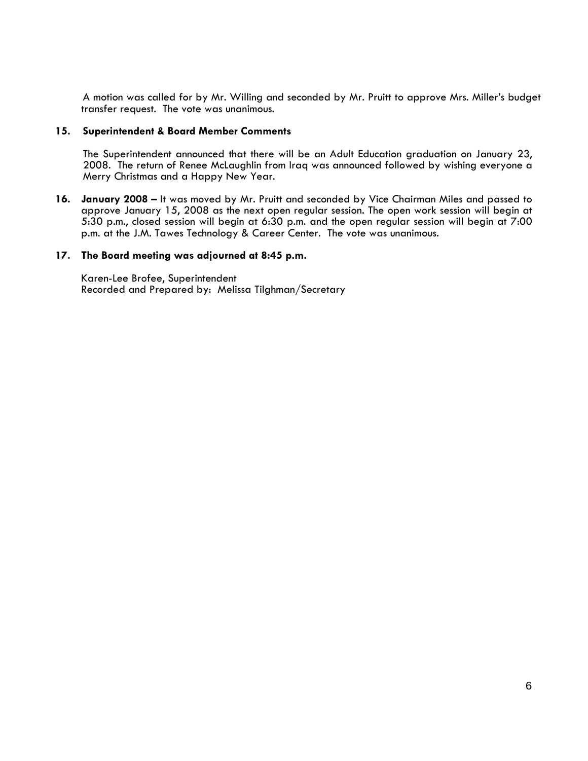A motion was called for by Mr. Willing and seconded by Mr. Pruitt to approve Mrs. Miller's budget transfer request. The vote was unanimous.

**15. Superintendent & Board Member Comments**

The Superintendent announced that there will be an Adult Education graduation on January 23, 2008. The return of Renee McLaughlin from Iraq was announced followed by wishing everyone a Merry Christmas and a Happy New Year.

**16. January 2008 –** It was moved by Mr. Pruitt and seconded by Vice Chairman Miles and passed to approve January 15, 2008 as the next open regular session. The open work session will begin at 5:30 p.m., closed session will begin at 6:30 p.m. and the open regular session will begin at 7:00 p.m. at the J.M. Tawes Technology & Career Center. The vote was unanimous.

**17. The Board meeting was adjourned at 8:45 p.m.**

Karen-Lee Brofee, Superintendent
Recorded and Prepared by: Melissa Tilghman/Secretary